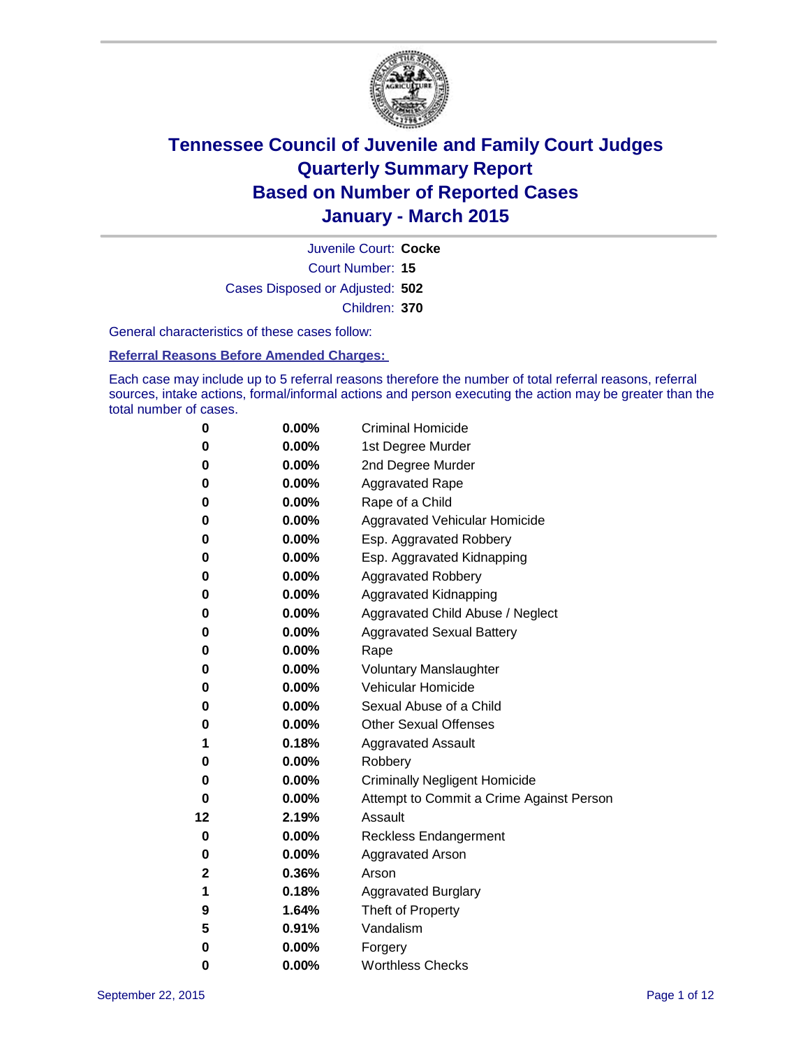# Tennessee Council of Juvenile and Family Court Judges
# Quarterly Summary Report
# Based on Number of Reported Cases
# January - March 2015

Juvenile Court: **Cocke**
Court Number: **15**
Cases Disposed or Adjusted: **502**
Children: **370**

General characteristics of these cases follow:

**Referral Reasons Before Amended Charges:**

Each case may include up to 5 referral reasons therefore the number of total referral reasons, referral sources, intake actions, formal/informal actions and person executing the action may be greater than the total number of cases.

| Count | Percent | Referral Reason |
|---|---|---|
| 0 | 0.00% | Criminal Homicide |
| 0 | 0.00% | 1st Degree Murder |
| 0 | 0.00% | 2nd Degree Murder |
| 0 | 0.00% | Aggravated Rape |
| 0 | 0.00% | Rape of a Child |
| 0 | 0.00% | Aggravated Vehicular Homicide |
| 0 | 0.00% | Esp. Aggravated Robbery |
| 0 | 0.00% | Esp. Aggravated Kidnapping |
| 0 | 0.00% | Aggravated Robbery |
| 0 | 0.00% | Aggravated Kidnapping |
| 0 | 0.00% | Aggravated Child Abuse / Neglect |
| 0 | 0.00% | Aggravated Sexual Battery |
| 0 | 0.00% | Rape |
| 0 | 0.00% | Voluntary Manslaughter |
| 0 | 0.00% | Vehicular Homicide |
| 0 | 0.00% | Sexual Abuse of a Child |
| 0 | 0.00% | Other Sexual Offenses |
| 1 | 0.18% | Aggravated Assault |
| 0 | 0.00% | Robbery |
| 0 | 0.00% | Criminally Negligent Homicide |
| 0 | 0.00% | Attempt to Commit a Crime Against Person |
| 12 | 2.19% | Assault |
| 0 | 0.00% | Reckless Endangerment |
| 0 | 0.00% | Aggravated Arson |
| 2 | 0.36% | Arson |
| 1 | 0.18% | Aggravated Burglary |
| 9 | 1.64% | Theft of Property |
| 5 | 0.91% | Vandalism |
| 0 | 0.00% | Forgery |
| 0 | 0.00% | Worthless Checks |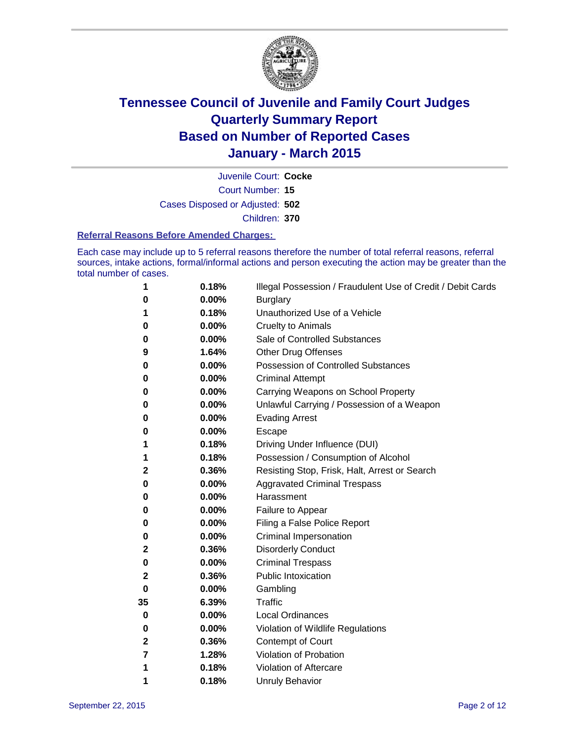# Tennessee Council of Juvenile and Family Court Judges
# Quarterly Summary Report
# Based on Number of Reported Cases
# January - March 2015

Juvenile Court: **Cocke**

Court Number: **15**

Cases Disposed or Adjusted: **502**

Children: **370**

### Referral Reasons Before Amended Charges:

Each case may include up to 5 referral reasons therefore the number of total referral reasons, referral sources, intake actions, formal/informal actions and person executing the action may be greater than the total number of cases.

| | | |
|---|---|---|
| **1** | **0.18%** | Illegal Possession / Fraudulent Use of Credit / Debit Cards |
| **0** | **0.00%** | Burglary |
| **1** | **0.18%** | Unauthorized Use of a Vehicle |
| **0** | **0.00%** | Cruelty to Animals |
| **0** | **0.00%** | Sale of Controlled Substances |
| **9** | **1.64%** | Other Drug Offenses |
| **0** | **0.00%** | Possession of Controlled Substances |
| **0** | **0.00%** | Criminal Attempt |
| **0** | **0.00%** | Carrying Weapons on School Property |
| **0** | **0.00%** | Unlawful Carrying / Possession of a Weapon |
| **0** | **0.00%** | Evading Arrest |
| **0** | **0.00%** | Escape |
| **1** | **0.18%** | Driving Under Influence (DUI) |
| **1** | **0.18%** | Possession / Consumption of Alcohol |
| **2** | **0.36%** | Resisting Stop, Frisk, Halt, Arrest or Search |
| **0** | **0.00%** | Aggravated Criminal Trespass |
| **0** | **0.00%** | Harassment |
| **0** | **0.00%** | Failure to Appear |
| **0** | **0.00%** | Filing a False Police Report |
| **0** | **0.00%** | Criminal Impersonation |
| **2** | **0.36%** | Disorderly Conduct |
| **0** | **0.00%** | Criminal Trespass |
| **2** | **0.36%** | Public Intoxication |
| **0** | **0.00%** | Gambling |
| **35** | **6.39%** | Traffic |
| **0** | **0.00%** | Local Ordinances |
| **0** | **0.00%** | Violation of Wildlife Regulations |
| **2** | **0.36%** | Contempt of Court |
| **7** | **1.28%** | Violation of Probation |
| **1** | **0.18%** | Violation of Aftercare |
| **1** | **0.18%** | Unruly Behavior |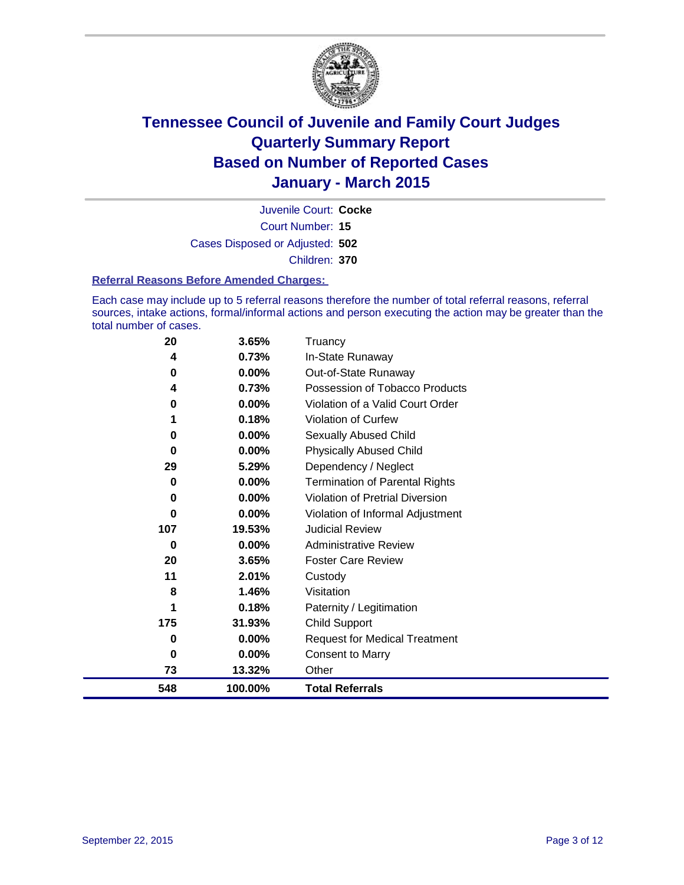# Tennessee Council of Juvenile and Family Court Judges
## Quarterly Summary Report
## Based on Number of Reported Cases
## January - March 2015

Juvenile Court: **Cocke**

Court Number: **15**

Cases Disposed or Adjusted: **502**

Children: **370**

### Referral Reasons Before Amended Charges:

Each case may include up to 5 referral reasons therefore the number of total referral reasons, referral sources, intake actions, formal/informal actions and person executing the action may be greater than the total number of cases.

| Count | Percent | Referral Reason |
|---|---|---|
| 20 | 3.65% | Truancy |
| 4 | 0.73% | In-State Runaway |
| 0 | 0.00% | Out-of-State Runaway |
| 4 | 0.73% | Possession of Tobacco Products |
| 0 | 0.00% | Violation of a Valid Court Order |
| 1 | 0.18% | Violation of Curfew |
| 0 | 0.00% | Sexually Abused Child |
| 0 | 0.00% | Physically Abused Child |
| 29 | 5.29% | Dependency / Neglect |
| 0 | 0.00% | Termination of Parental Rights |
| 0 | 0.00% | Violation of Pretrial Diversion |
| 0 | 0.00% | Violation of Informal Adjustment |
| 107 | 19.53% | Judicial Review |
| 0 | 0.00% | Administrative Review |
| 20 | 3.65% | Foster Care Review |
| 11 | 2.01% | Custody |
| 8 | 1.46% | Visitation |
| 1 | 0.18% | Paternity / Legitimation |
| 175 | 31.93% | Child Support |
| 0 | 0.00% | Request for Medical Treatment |
| 0 | 0.00% | Consent to Marry |
| 73 | 13.32% | Other |
| **548** | **100.00%** | **Total Referrals** |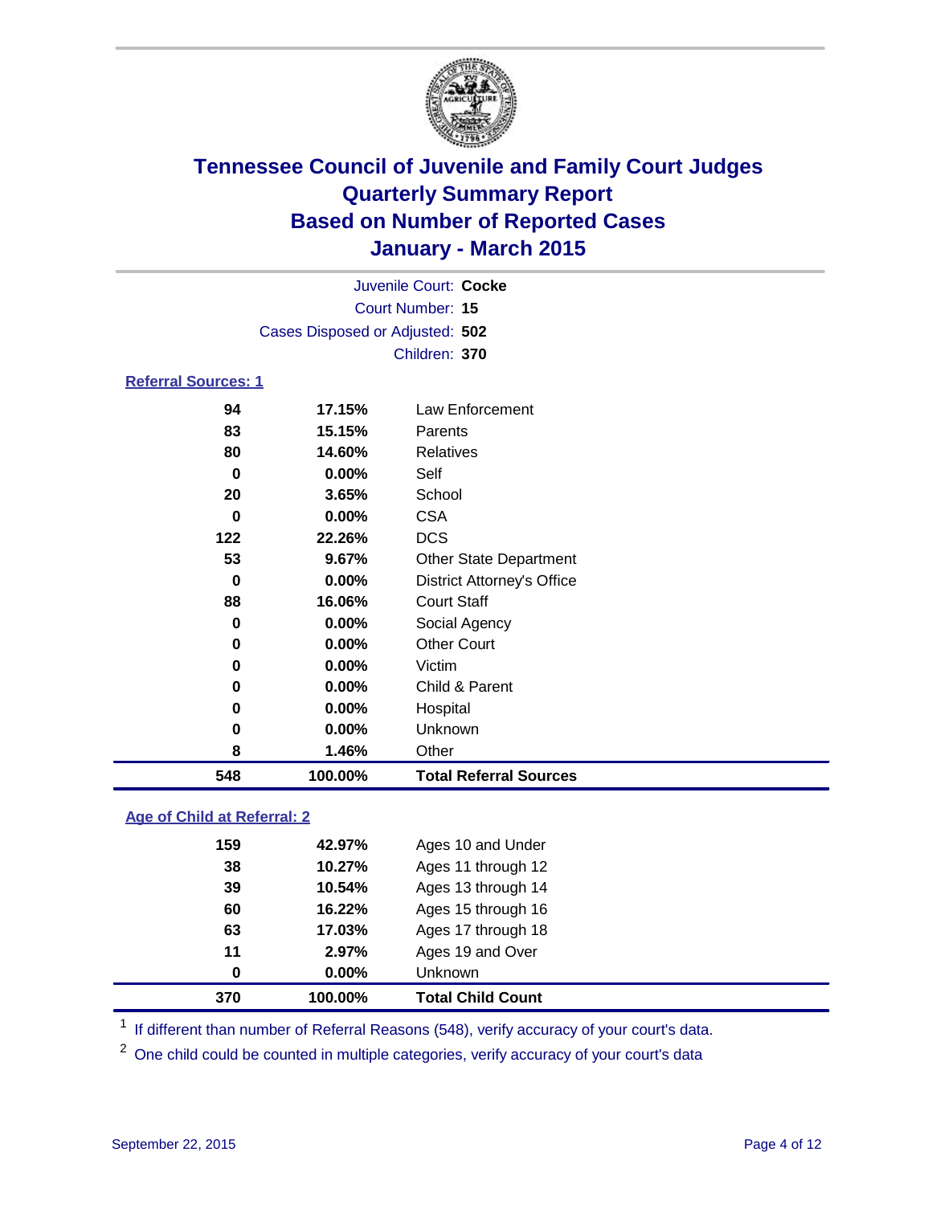# Tennessee Council of Juvenile and Family Court Judges
## Quarterly Summary Report
## Based on Number of Reported Cases
## January - March 2015

Juvenile Court: **Cocke**

Court Number: **15**

Cases Disposed or Adjusted: **502**

Children: **370**

### Referral Sources: 1

| Count | Percent | Source |
|---|---|---|
| 94 | 17.15% | Law Enforcement |
| 83 | 15.15% | Parents |
| 80 | 14.60% | Relatives |
| 0 | 0.00% | Self |
| 20 | 3.65% | School |
| 0 | 0.00% | CSA |
| 122 | 22.26% | DCS |
| 53 | 9.67% | Other State Department |
| 0 | 0.00% | District Attorney's Office |
| 88 | 16.06% | Court Staff |
| 0 | 0.00% | Social Agency |
| 0 | 0.00% | Other Court |
| 0 | 0.00% | Victim |
| 0 | 0.00% | Child & Parent |
| 0 | 0.00% | Hospital |
| 0 | 0.00% | Unknown |
| 8 | 1.46% | Other |
| **548** | **100.00%** | **Total Referral Sources** |

### Age of Child at Referral: 2

| Count | Percent | Age |
|---|---|---|
| 159 | 42.97% | Ages 10 and Under |
| 38 | 10.27% | Ages 11 through 12 |
| 39 | 10.54% | Ages 13 through 14 |
| 60 | 16.22% | Ages 15 through 16 |
| 63 | 17.03% | Ages 17 through 18 |
| 11 | 2.97% | Ages 19 and Over |
| 0 | 0.00% | Unknown |
| **370** | **100.00%** | **Total Child Count** |

[1] If different than number of Referral Reasons (548), verify accuracy of your court's data.

[2] One child could be counted in multiple categories, verify accuracy of your court's data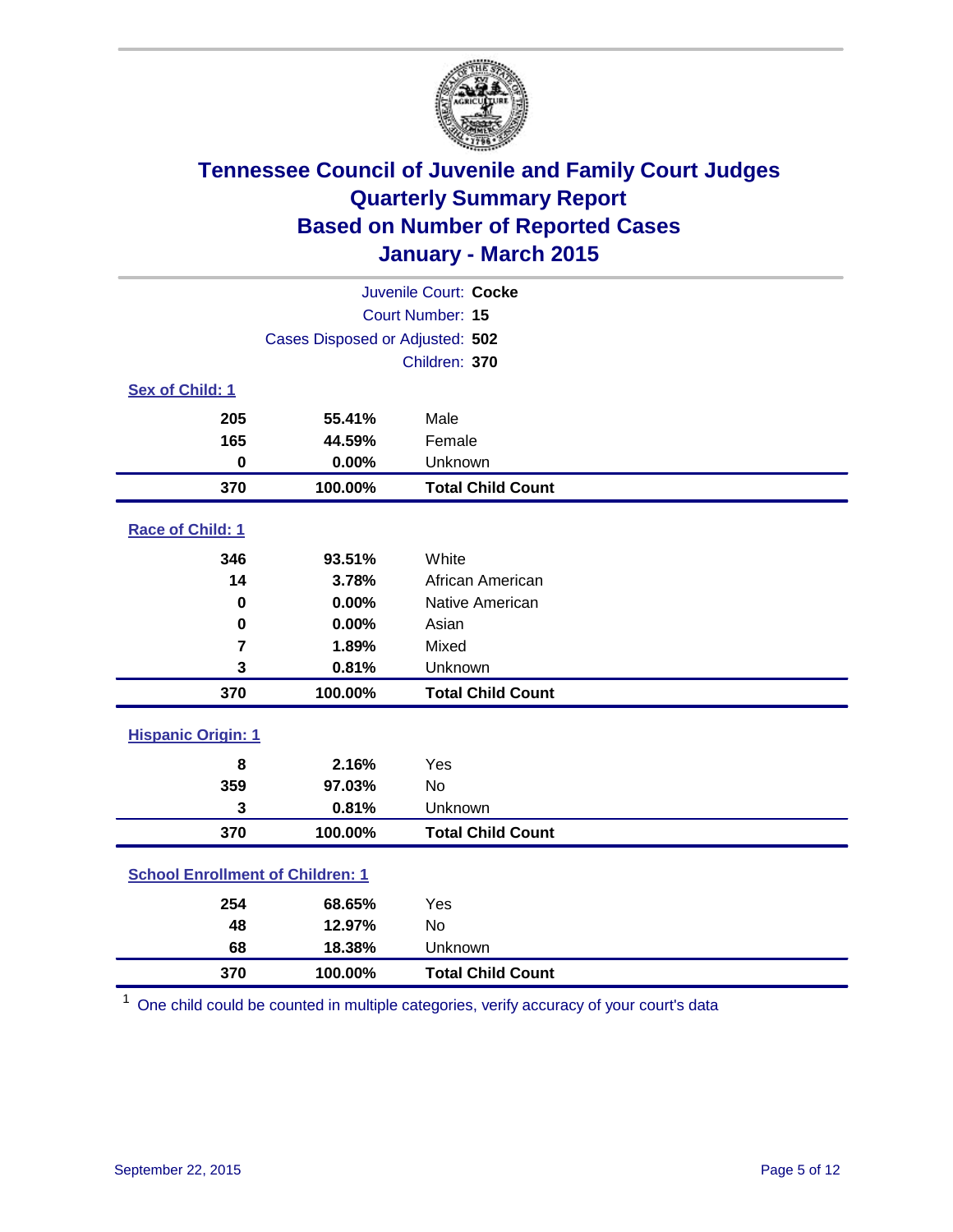# Tennessee Council of Juvenile and Family Court Judges
## Quarterly Summary Report
## Based on Number of Reported Cases
## January - March 2015

Juvenile Court: **Cocke**
Court Number: **15**
Cases Disposed or Adjusted: **502**
Children: **370**

### Sex of Child: 1

| Count | Percent | Category |
|---|---|---|
| 205 | 55.41% | Male |
| 165 | 44.59% | Female |
| 0 | 0.00% | Unknown |
| **370** | **100.00%** | **Total Child Count** |

### Race of Child: 1

| Count | Percent | Category |
|---|---|---|
| 346 | 93.51% | White |
| 14 | 3.78% | African American |
| 0 | 0.00% | Native American |
| 0 | 0.00% | Asian |
| 7 | 1.89% | Mixed |
| 3 | 0.81% | Unknown |
| **370** | **100.00%** | **Total Child Count** |

### Hispanic Origin: 1

| Count | Percent | Category |
|---|---|---|
| 8 | 2.16% | Yes |
| 359 | 97.03% | No |
| 3 | 0.81% | Unknown |
| **370** | **100.00%** | **Total Child Count** |

### School Enrollment of Children: 1

| Count | Percent | Category |
|---|---|---|
| 254 | 68.65% | Yes |
| 48 | 12.97% | No |
| 68 | 18.38% | Unknown |
| **370** | **100.00%** | **Total Child Count** |

[1] One child could be counted in multiple categories, verify accuracy of your court's data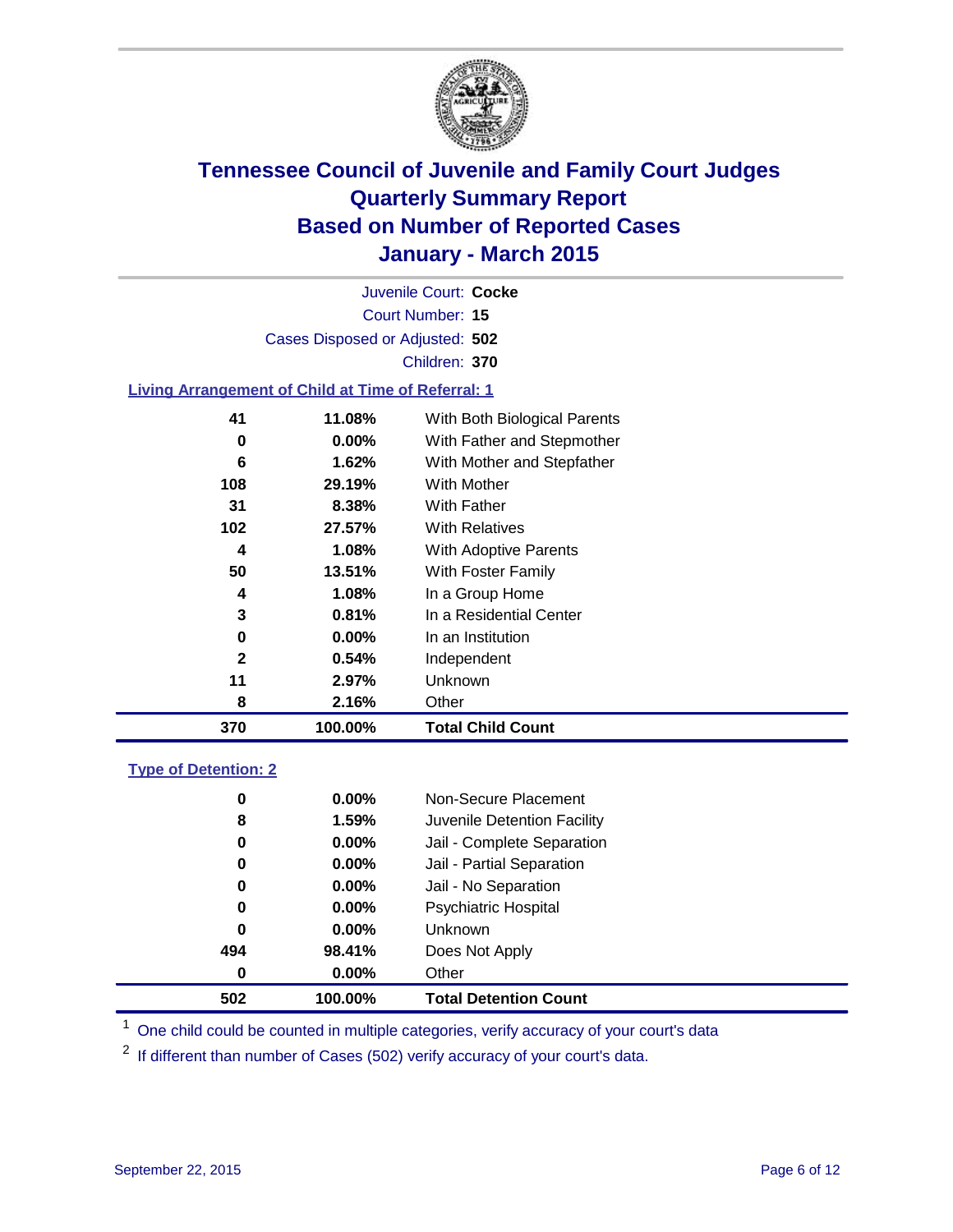# Tennessee Council of Juvenile and Family Court Judges
## Quarterly Summary Report
## Based on Number of Reported Cases
## January - March 2015

Juvenile Court: **Cocke**

Court Number: **15**

Cases Disposed or Adjusted: **502**

Children: **370**

### Living Arrangement of Child at Time of Referral: 1

| Count | Percent | Living Arrangement |
|---|---|---|
| 41 | 11.08% | With Both Biological Parents |
| 0 | 0.00% | With Father and Stepmother |
| 6 | 1.62% | With Mother and Stepfather |
| 108 | 29.19% | With Mother |
| 31 | 8.38% | With Father |
| 102 | 27.57% | With Relatives |
| 4 | 1.08% | With Adoptive Parents |
| 50 | 13.51% | With Foster Family |
| 4 | 1.08% | In a Group Home |
| 3 | 0.81% | In a Residential Center |
| 0 | 0.00% | In an Institution |
| 2 | 0.54% | Independent |
| 11 | 2.97% | Unknown |
| 8 | 2.16% | Other |
| **370** | **100.00%** | **Total Child Count** |

### Type of Detention: 2

| Count | Percent | Type of Detention |
|---|---|---|
| 0 | 0.00% | Non-Secure Placement |
| 8 | 1.59% | Juvenile Detention Facility |
| 0 | 0.00% | Jail - Complete Separation |
| 0 | 0.00% | Jail - Partial Separation |
| 0 | 0.00% | Jail - No Separation |
| 0 | 0.00% | Psychiatric Hospital |
| 0 | 0.00% | Unknown |
| 494 | 98.41% | Does Not Apply |
| 0 | 0.00% | Other |
| **502** | **100.00%** | **Total Detention Count** |

[1] One child could be counted in multiple categories, verify accuracy of your court's data

[2] If different than number of Cases (502) verify accuracy of your court's data.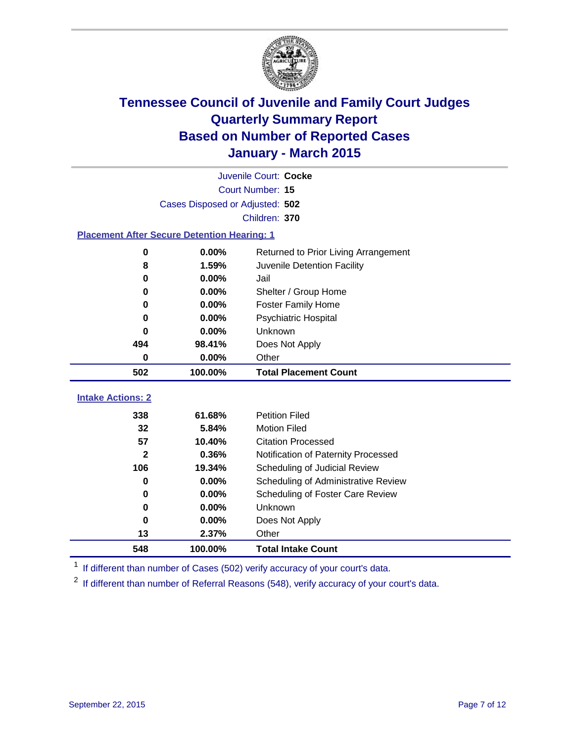# Tennessee Council of Juvenile and Family Court Judges
# Quarterly Summary Report
# Based on Number of Reported Cases
# January - March 2015

Juvenile Court: **Cocke**
Court Number: **15**
Cases Disposed or Adjusted: **502**
Children: **370**

### Placement After Secure Detention Hearing: 1

| Count | Percent | Placement |
|---|---|---|
| 0 | 0.00% | Returned to Prior Living Arrangement |
| 8 | 1.59% | Juvenile Detention Facility |
| 0 | 0.00% | Jail |
| 0 | 0.00% | Shelter / Group Home |
| 0 | 0.00% | Foster Family Home |
| 0 | 0.00% | Psychiatric Hospital |
| 0 | 0.00% | Unknown |
| 494 | 98.41% | Does Not Apply |
| 0 | 0.00% | Other |
| **502** | **100.00%** | **Total Placement Count** |

### Intake Actions: 2

| Count | Percent | Intake Action |
|---|---|---|
| 338 | 61.68% | Petition Filed |
| 32 | 5.84% | Motion Filed |
| 57 | 10.40% | Citation Processed |
| 2 | 0.36% | Notification of Paternity Processed |
| 106 | 19.34% | Scheduling of Judicial Review |
| 0 | 0.00% | Scheduling of Administrative Review |
| 0 | 0.00% | Scheduling of Foster Care Review |
| 0 | 0.00% | Unknown |
| 0 | 0.00% | Does Not Apply |
| 13 | 2.37% | Other |
| **548** | **100.00%** | **Total Intake Count** |

[1] If different than number of Cases (502) verify accuracy of your court's data.

[2] If different than number of Referral Reasons (548), verify accuracy of your court's data.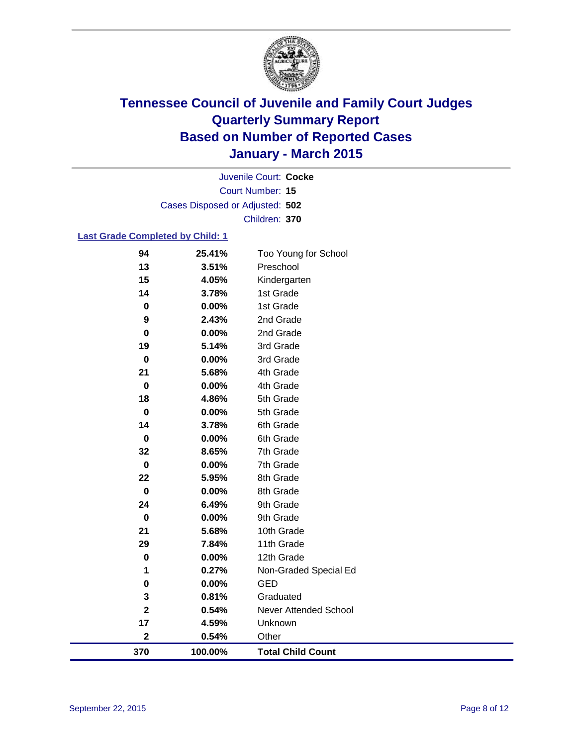# Tennessee Council of Juvenile and Family Court Judges
# Quarterly Summary Report
# Based on Number of Reported Cases
# January - March 2015

Juvenile Court: **Cocke**
Court Number: **15**
Cases Disposed or Adjusted: **502**
Children: **370**

## Last Grade Completed by Child: 1

| Count | Percent | Grade |
|---|---|---|
| 94 | 25.41% | Too Young for School |
| 13 | 3.51% | Preschool |
| 15 | 4.05% | Kindergarten |
| 14 | 3.78% | 1st Grade |
| 0 | 0.00% | 1st Grade |
| 9 | 2.43% | 2nd Grade |
| 0 | 0.00% | 2nd Grade |
| 19 | 5.14% | 3rd Grade |
| 0 | 0.00% | 3rd Grade |
| 21 | 5.68% | 4th Grade |
| 0 | 0.00% | 4th Grade |
| 18 | 4.86% | 5th Grade |
| 0 | 0.00% | 5th Grade |
| 14 | 3.78% | 6th Grade |
| 0 | 0.00% | 6th Grade |
| 32 | 8.65% | 7th Grade |
| 0 | 0.00% | 7th Grade |
| 22 | 5.95% | 8th Grade |
| 0 | 0.00% | 8th Grade |
| 24 | 6.49% | 9th Grade |
| 0 | 0.00% | 9th Grade |
| 21 | 5.68% | 10th Grade |
| 29 | 7.84% | 11th Grade |
| 0 | 0.00% | 12th Grade |
| 1 | 0.27% | Non-Graded Special Ed |
| 0 | 0.00% | GED |
| 3 | 0.81% | Graduated |
| 2 | 0.54% | Never Attended School |
| 17 | 4.59% | Unknown |
| 2 | 0.54% | Other |
| **370** | **100.00%** | **Total Child Count** |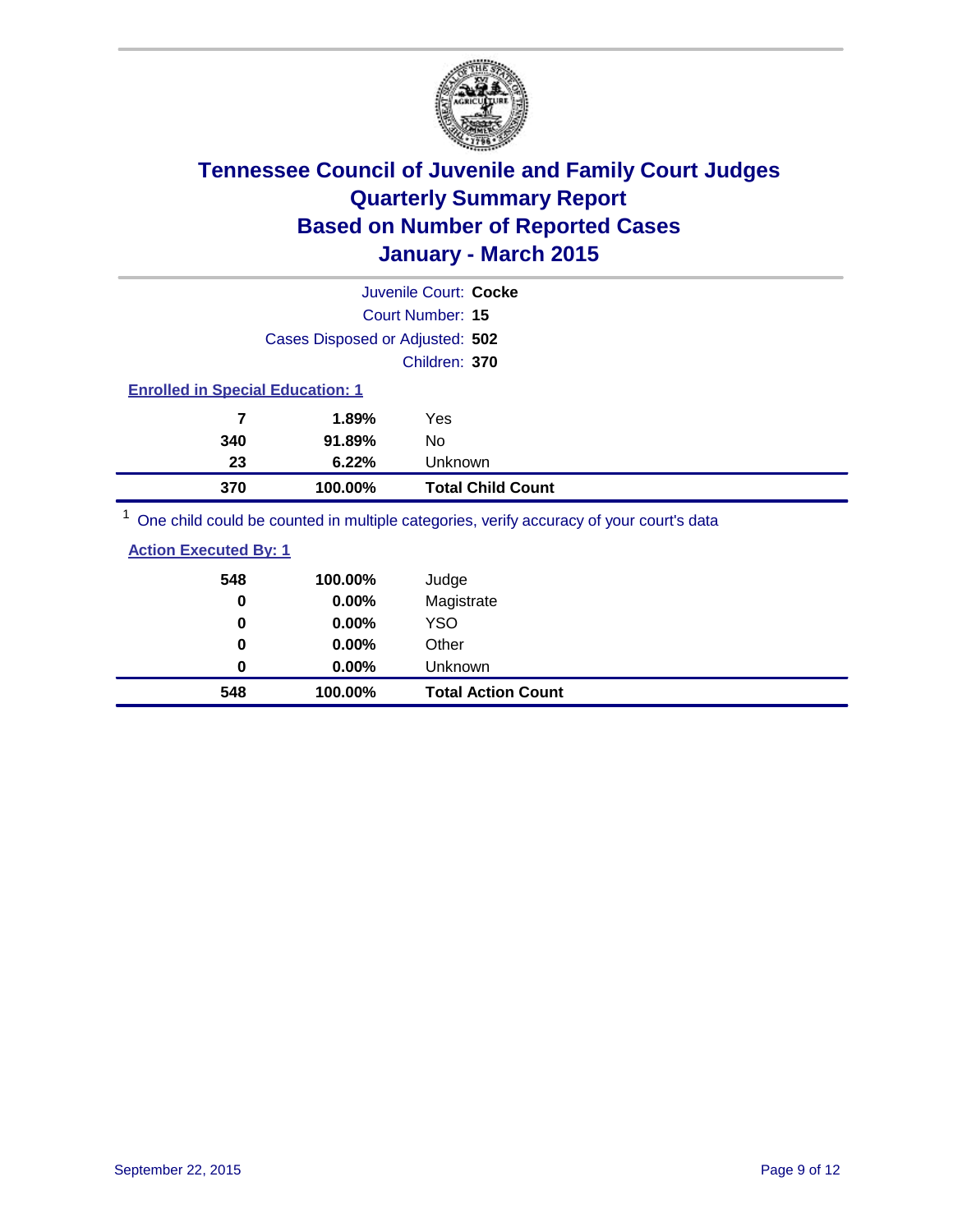# Tennessee Council of Juvenile and Family Court Judges
## Quarterly Summary Report
## Based on Number of Reported Cases
## January - March 2015

Juvenile Court: **Cocke**

Court Number: **15**

Cases Disposed or Adjusted: **502**

Children: **370**

### Enrolled in Special Education: 1

| Count | Percent | Category |
|---|---|---|
| 7 | 1.89% | Yes |
| 340 | 91.89% | No |
| 23 | 6.22% | Unknown |
| **370** | **100.00%** | **Total Child Count** |

[1] One child could be counted in multiple categories, verify accuracy of your court's data

### Action Executed By: 1

| Count | Percent | Category |
|---|---|---|
| 548 | 100.00% | Judge |
| 0 | 0.00% | Magistrate |
| 0 | 0.00% | YSO |
| 0 | 0.00% | Other |
| 0 | 0.00% | Unknown |
| **548** | **100.00%** | **Total Action Count** |

September 22, 2015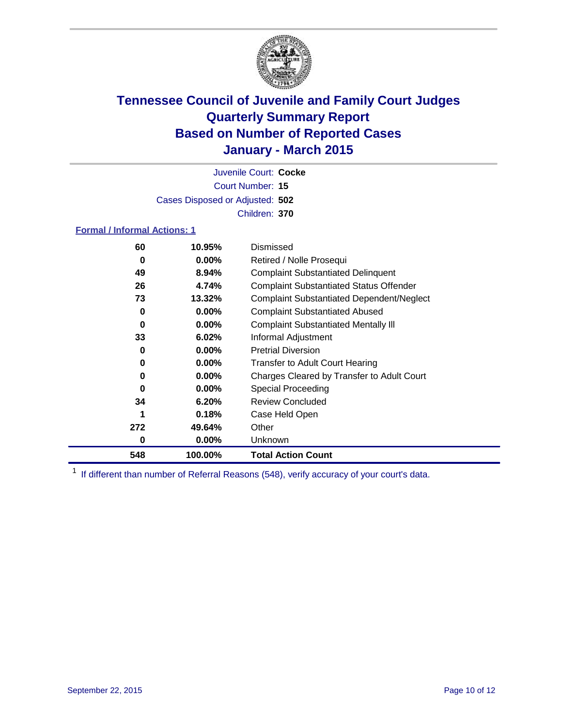# Tennessee Council of Juvenile and Family Court Judges
# Quarterly Summary Report
# Based on Number of Reported Cases
# January - March 2015

Juvenile Court: **Cocke**
Court Number: **15**
Cases Disposed or Adjusted: **502**
Children: **370**

### Formal / Informal Actions: 1

| Count | Percent | Action |
|---|---|---|
| 60 | 10.95% | Dismissed |
| 0 | 0.00% | Retired / Nolle Prosequi |
| 49 | 8.94% | Complaint Substantiated Delinquent |
| 26 | 4.74% | Complaint Substantiated Status Offender |
| 73 | 13.32% | Complaint Substantiated Dependent/Neglect |
| 0 | 0.00% | Complaint Substantiated Abused |
| 0 | 0.00% | Complaint Substantiated Mentally Ill |
| 33 | 6.02% | Informal Adjustment |
| 0 | 0.00% | Pretrial Diversion |
| 0 | 0.00% | Transfer to Adult Court Hearing |
| 0 | 0.00% | Charges Cleared by Transfer to Adult Court |
| 0 | 0.00% | Special Proceeding |
| 34 | 6.20% | Review Concluded |
| 1 | 0.18% | Case Held Open |
| 272 | 49.64% | Other |
| 0 | 0.00% | Unknown |
| **548** | **100.00%** | **Total Action Count** |

[1] If different than number of Referral Reasons (548), verify accuracy of your court's data.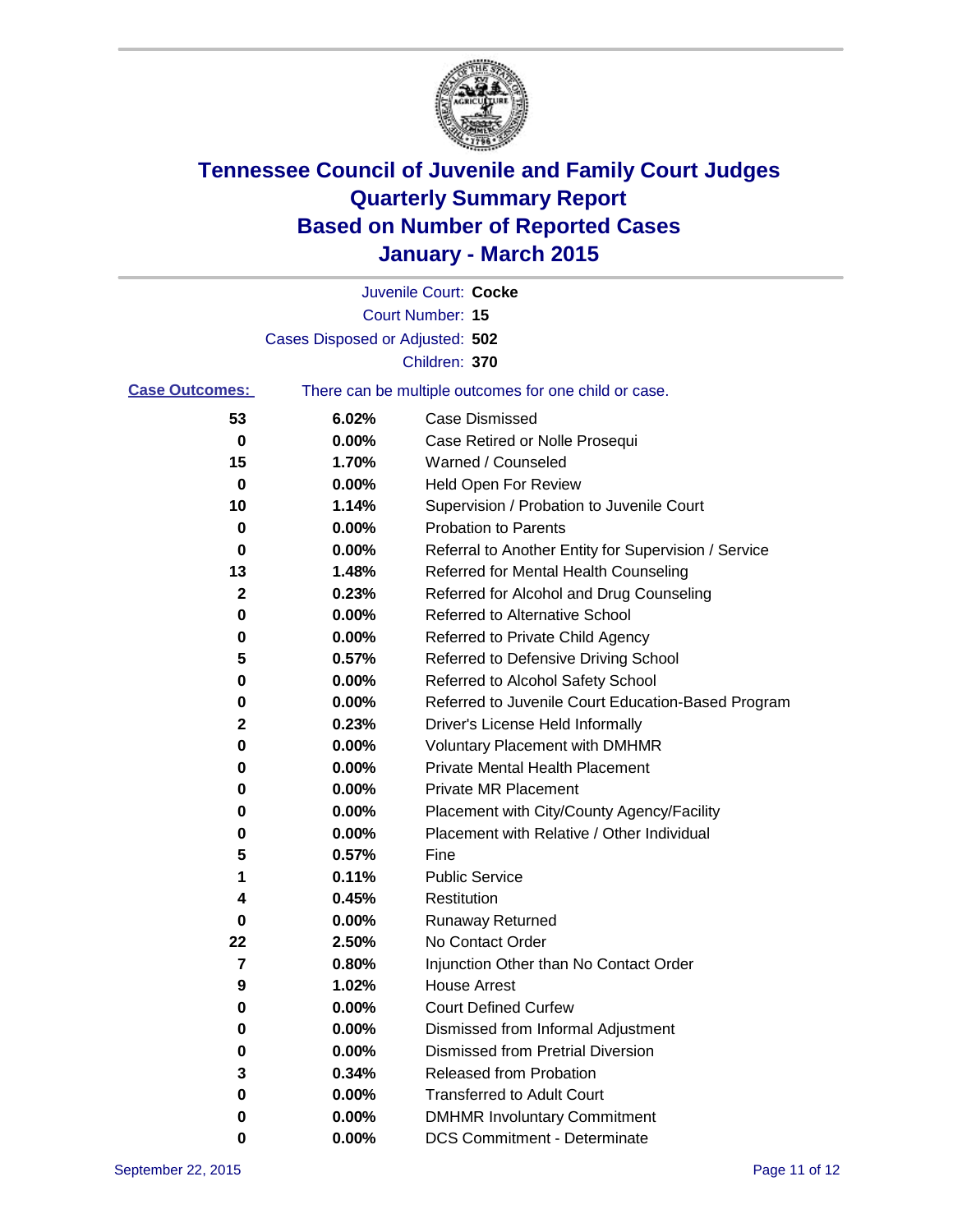# Tennessee Council of Juvenile and Family Court Judges
## Quarterly Summary Report
## Based on Number of Reported Cases
## January - March 2015

Juvenile Court: **Cocke**
Court Number: **15**
Cases Disposed or Adjusted: **502**
Children: **370**

**Case Outcomes:** There can be multiple outcomes for one child or case.

| Count | Percent | Outcome |
|---|---|---|
| 53 | 6.02% | Case Dismissed |
| 0 | 0.00% | Case Retired or Nolle Prosequi |
| 15 | 1.70% | Warned / Counseled |
| 0 | 0.00% | Held Open For Review |
| 10 | 1.14% | Supervision / Probation to Juvenile Court |
| 0 | 0.00% | Probation to Parents |
| 0 | 0.00% | Referral to Another Entity for Supervision / Service |
| 13 | 1.48% | Referred for Mental Health Counseling |
| 2 | 0.23% | Referred for Alcohol and Drug Counseling |
| 0 | 0.00% | Referred to Alternative School |
| 0 | 0.00% | Referred to Private Child Agency |
| 5 | 0.57% | Referred to Defensive Driving School |
| 0 | 0.00% | Referred to Alcohol Safety School |
| 0 | 0.00% | Referred to Juvenile Court Education-Based Program |
| 2 | 0.23% | Driver's License Held Informally |
| 0 | 0.00% | Voluntary Placement with DMHMR |
| 0 | 0.00% | Private Mental Health Placement |
| 0 | 0.00% | Private MR Placement |
| 0 | 0.00% | Placement with City/County Agency/Facility |
| 0 | 0.00% | Placement with Relative / Other Individual |
| 5 | 0.57% | Fine |
| 1 | 0.11% | Public Service |
| 4 | 0.45% | Restitution |
| 0 | 0.00% | Runaway Returned |
| 22 | 2.50% | No Contact Order |
| 7 | 0.80% | Injunction Other than No Contact Order |
| 9 | 1.02% | House Arrest |
| 0 | 0.00% | Court Defined Curfew |
| 0 | 0.00% | Dismissed from Informal Adjustment |
| 0 | 0.00% | Dismissed from Pretrial Diversion |
| 3 | 0.34% | Released from Probation |
| 0 | 0.00% | Transferred to Adult Court |
| 0 | 0.00% | DMHMR Involuntary Commitment |
| 0 | 0.00% | DCS Commitment - Determinate |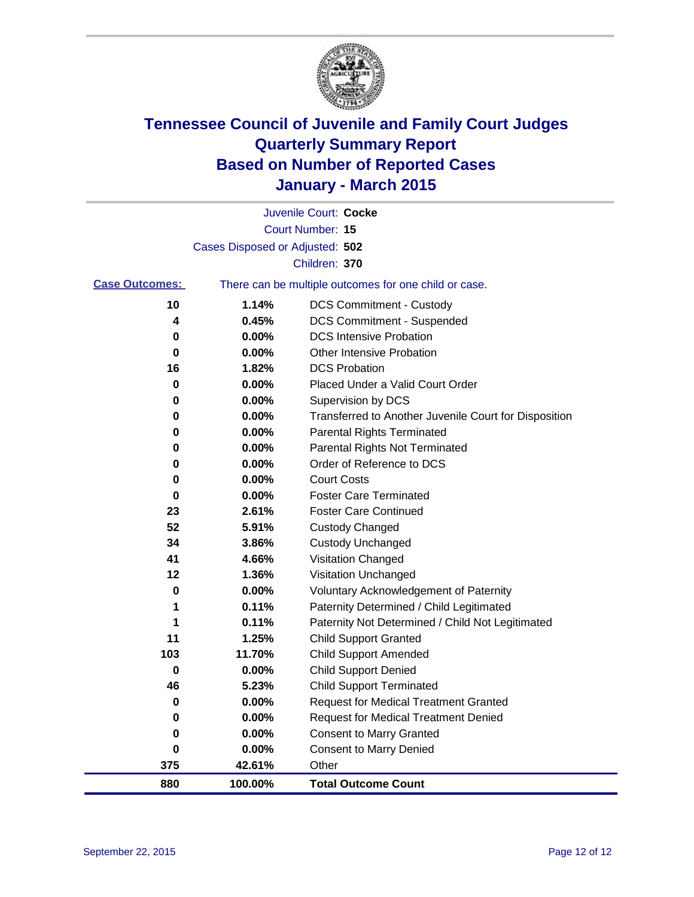# Tennessee Council of Juvenile and Family Court Judges
# Quarterly Summary Report
# Based on Number of Reported Cases
# January - March 2015

Juvenile Court: **Cocke**

Court Number: **15**

Cases Disposed or Adjusted: **502**

Children: **370**

**Case Outcomes:** There can be multiple outcomes for one child or case.

| | | |
|---|---|---|
| 10 | 1.14% | DCS Commitment - Custody |
| 4 | 0.45% | DCS Commitment - Suspended |
| 0 | 0.00% | DCS Intensive Probation |
| 0 | 0.00% | Other Intensive Probation |
| 16 | 1.82% | DCS Probation |
| 0 | 0.00% | Placed Under a Valid Court Order |
| 0 | 0.00% | Supervision by DCS |
| 0 | 0.00% | Transferred to Another Juvenile Court for Disposition |
| 0 | 0.00% | Parental Rights Terminated |
| 0 | 0.00% | Parental Rights Not Terminated |
| 0 | 0.00% | Order of Reference to DCS |
| 0 | 0.00% | Court Costs |
| 0 | 0.00% | Foster Care Terminated |
| 23 | 2.61% | Foster Care Continued |
| 52 | 5.91% | Custody Changed |
| 34 | 3.86% | Custody Unchanged |
| 41 | 4.66% | Visitation Changed |
| 12 | 1.36% | Visitation Unchanged |
| 0 | 0.00% | Voluntary Acknowledgement of Paternity |
| 1 | 0.11% | Paternity Determined / Child Legitimated |
| 1 | 0.11% | Paternity Not Determined / Child Not Legitimated |
| 11 | 1.25% | Child Support Granted |
| 103 | 11.70% | Child Support Amended |
| 0 | 0.00% | Child Support Denied |
| 46 | 5.23% | Child Support Terminated |
| 0 | 0.00% | Request for Medical Treatment Granted |
| 0 | 0.00% | Request for Medical Treatment Denied |
| 0 | 0.00% | Consent to Marry Granted |
| 0 | 0.00% | Consent to Marry Denied |
| 375 | 42.61% | Other |
| **880** | **100.00%** | **Total Outcome Count** |